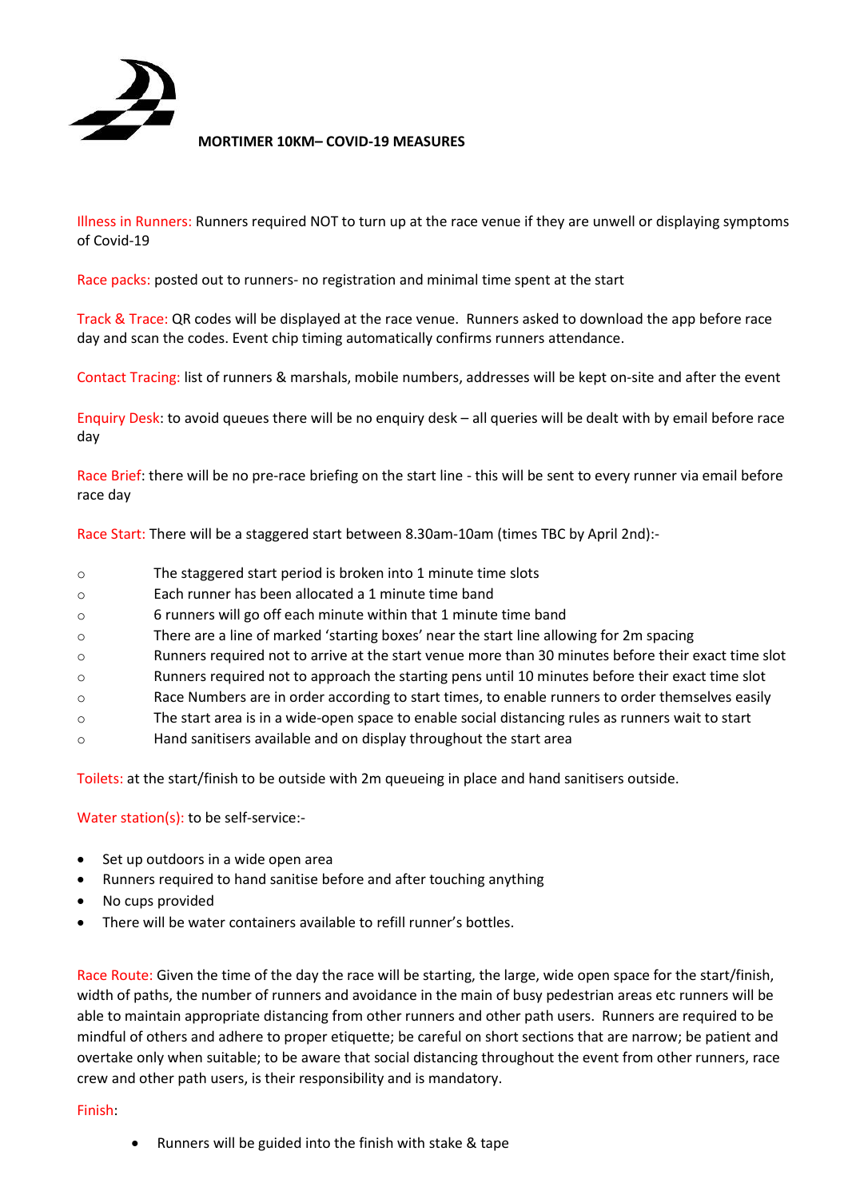## MORTIMER 10KM– COVID-19 MEASURES

Illness in Runners: Runners required NOT to turn up at the race venue if they are unwell or displaying symptoms of Covid-19

Race packs: posted out to runners- no registration and minimal time spent at the start

Track & Trace: QR codes will be displayed at the race venue. Runners asked to download the app before race day and scan the codes. Event chip timing automatically confirms runners attendance.

Contact Tracing: list of runners & marshals, mobile numbers, addresses will be kept on-site and after the event

Enquiry Desk: to avoid queues there will be no enquiry desk – all queries will be dealt with by email before race day

Race Brief: there will be no pre-race briefing on the start line - this will be sent to every runner via email before race day

Race Start: There will be a staggered start between 8.30am-10am (times TBC by April 2nd):-

- The staggered start period is broken into 1 minute time slots
- Each runner has been allocated a 1 minute time band
- 6 runners will go off each minute within that 1 minute time band
- There are a line of marked 'starting boxes' near the start line allowing for 2m spacing
- Runners required not to arrive at the start venue more than 30 minutes before their exact time slot
- Runners required not to approach the starting pens until 10 minutes before their exact time slot
- Race Numbers are in order according to start times, to enable runners to order themselves easily
- The start area is in a wide-open space to enable social distancing rules as runners wait to start
- Hand sanitisers available and on display throughout the start area

Toilets: at the start/finish to be outside with 2m queueing in place and hand sanitisers outside.

Water station(s): to be self-service:-

- Set up outdoors in a wide open area
- Runners required to hand sanitise before and after touching anything
- No cups provided
- There will be water containers available to refill runner's bottles.

Race Route: Given the time of the day the race will be starting, the large, wide open space for the start/finish, width of paths, the number of runners and avoidance in the main of busy pedestrian areas etc runners will be able to maintain appropriate distancing from other runners and other path users. Runners are required to be mindful of others and adhere to proper etiquette; be careful on short sections that are narrow; be patient and overtake only when suitable; to be aware that social distancing throughout the event from other runners, race crew and other path users, is their responsibility and is mandatory.

Finish:

- Runners will be guided into the finish with stake & tape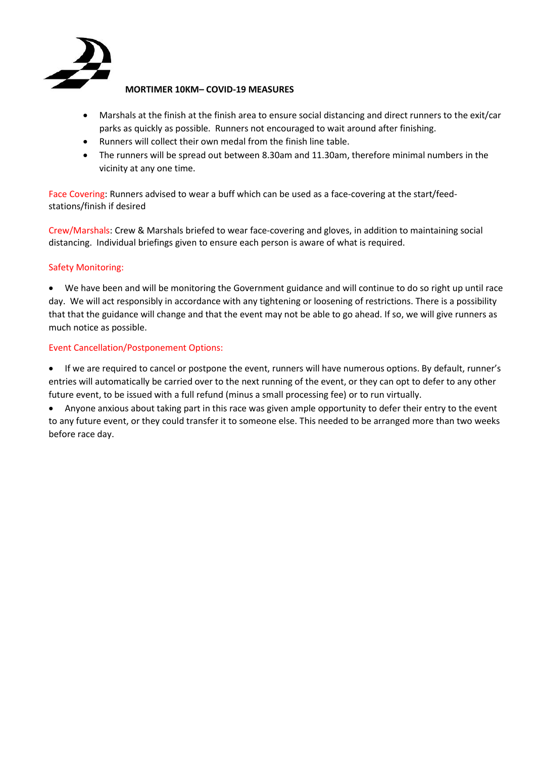**MORTIMER 10KM– COVID-19 MEASURES**

- Marshals at the finish at the finish area to ensure social distancing and direct runners to the exit/car parks as quickly as possible. Runners not encouraged to wait around after finishing.
- Runners will collect their own medal from the finish line table.
- The runners will be spread out between 8.30am and 11.30am, therefore minimal numbers in the vicinity at any one time.

Face Covering: Runners advised to wear a buff which can be used as a face-covering at the start/feed-stations/finish if desired

Crew/Marshals: Crew & Marshals briefed to wear face-covering and gloves, in addition to maintaining social distancing. Individual briefings given to ensure each person is aware of what is required.

Safety Monitoring:

- We have been and will be monitoring the Government guidance and will continue to do so right up until race day. We will act responsibly in accordance with any tightening or loosening of restrictions. There is a possibility that that the guidance will change and that the event may not be able to go ahead. If so, we will give runners as much notice as possible.

Event Cancellation/Postponement Options:

- If we are required to cancel or postpone the event, runners will have numerous options. By default, runner's entries will automatically be carried over to the next running of the event, or they can opt to defer to any other future event, to be issued with a full refund (minus a small processing fee) or to run virtually.
- Anyone anxious about taking part in this race was given ample opportunity to defer their entry to the event to any future event, or they could transfer it to someone else. This needed to be arranged more than two weeks before race day.